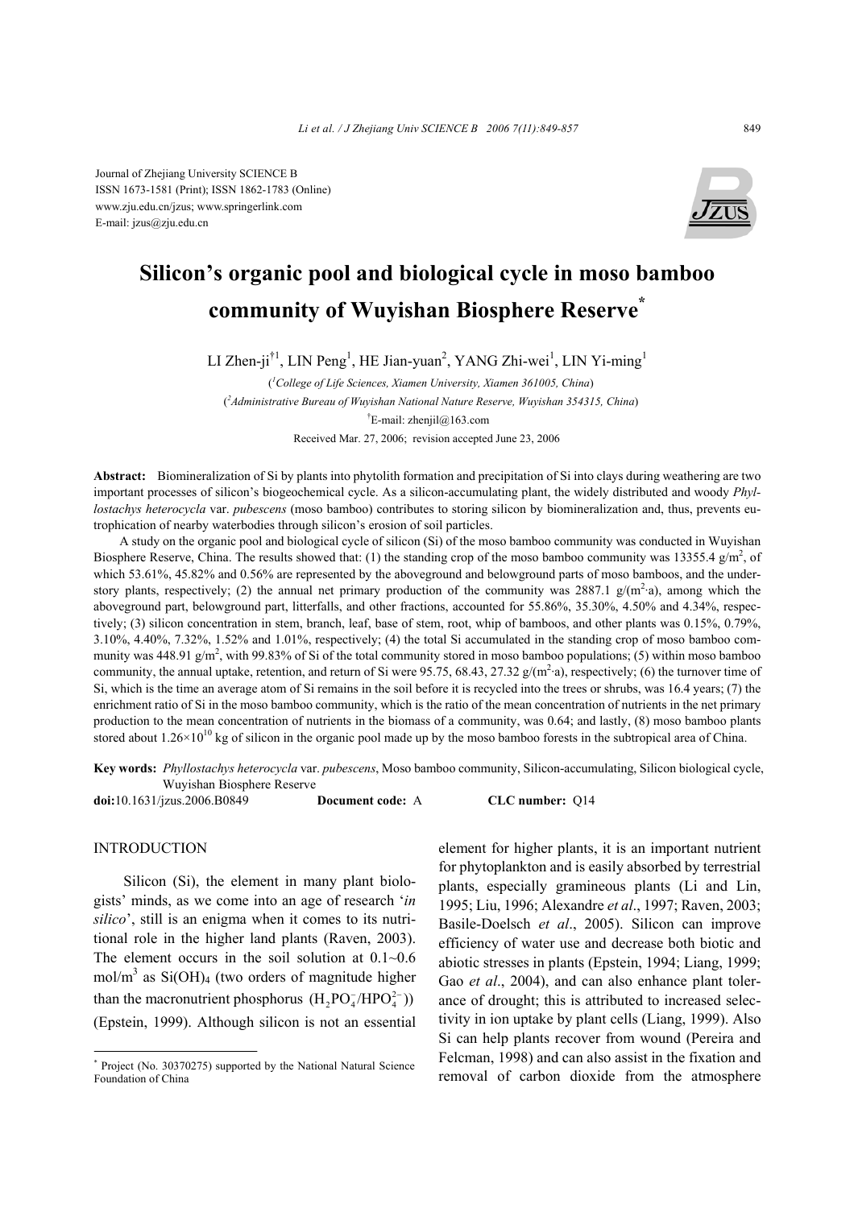Journal of Zhejiang University SCIENCE B
ISSN 1673-1581 (Print); ISSN 1862-1783 (Online)
www.zju.edu.cn/jzus; www.springerlink.com
E-mail: jzus@zju.edu.cn

# Silicon's organic pool and biological cycle in moso bamboo community of Wuyishan Biosphere Reserve*

LI Zhen-ji[†1], LIN Peng[1], HE Jian-yuan[2], YANG Zhi-wei[1], LIN Yi-ming[1]

([1]*College of Life Sciences, Xiamen University, Xiamen 361005, China*)

([2]*Administrative Bureau of Wuyishan National Nature Reserve, Wuyishan 354315, China*)

[†]E-mail: zhenjil@163.com

Received Mar. 27, 2006; revision accepted June 23, 2006

**Abstract:** Biomineralization of Si by plants into phytolith formation and precipitation of Si into clays during weathering are two important processes of silicon's biogeochemical cycle. As a silicon-accumulating plant, the widely distributed and woody *Phyllostachys heterocycla* var. *pubescens* (moso bamboo) contributes to storing silicon by biomineralization and, thus, prevents eutrophication of nearby waterbodies through silicon's erosion of soil particles.

A study on the organic pool and biological cycle of silicon (Si) of the moso bamboo community was conducted in Wuyishan Biosphere Reserve, China. The results showed that: (1) the standing crop of the moso bamboo community was 13355.4 g/m$^2$, of which 53.61%, 45.82% and 0.56% are represented by the aboveground and belowground parts of moso bamboos, and the understory plants, respectively; (2) the annual net primary production of the community was 2887.1 g/(m$^2$·a), among which the aboveground part, belowground part, litterfalls, and other fractions, accounted for 55.86%, 35.30%, 4.50% and 4.34%, respectively; (3) silicon concentration in stem, branch, leaf, base of stem, root, whip of bamboos, and other plants was 0.15%, 0.79%, 3.10%, 4.40%, 7.32%, 1.52% and 1.01%, respectively; (4) the total Si accumulated in the standing crop of moso bamboo community was 448.91 g/m$^2$, with 99.83% of Si of the total community stored in moso bamboo populations; (5) within moso bamboo community, the annual uptake, retention, and return of Si were 95.75, 68.43, 27.32 g/(m$^2$·a), respectively; (6) the turnover time of Si, which is the time an average atom of Si remains in the soil before it is recycled into the trees or shrubs, was 16.4 years; (7) the enrichment ratio of Si in the moso bamboo community, which is the ratio of the mean concentration of nutrients in the net primary production to the mean concentration of nutrients in the biomass of a community, was 0.64; and lastly, (8) moso bamboo plants stored about 1.26×10$^{10}$ kg of silicon in the organic pool made up by the moso bamboo forests in the subtropical area of China.

**Key words:** *Phyllostachys heterocycla* var. *pubescens*, Moso bamboo community, Silicon-accumulating, Silicon biological cycle, Wuyishan Biosphere Reserve

**doi:**10.1631/jzus.2006.B0849 **Document code:** A **CLC number:** Q14

## INTRODUCTION

Silicon (Si), the element in many plant biologists' minds, as we come into an age of research '*in silico*', still is an enigma when it comes to its nutritional role in the higher land plants (Raven, 2003). The element occurs in the soil solution at 0.1~0.6 mol/m$^3$ as $Si(OH)_4$ (two orders of magnitude higher than the macronutrient phosphorus ($H_2PO_4^-/HPO_4^{2-}$)) (Epstein, 1999). Although silicon is not an essential element for higher plants, it is an important nutrient for phytoplankton and is easily absorbed by terrestrial plants, especially gramineous plants (Li and Lin, 1995; Liu, 1996; Alexandre *et al*., 1997; Raven, 2003; Basile-Doelsch *et al*., 2005). Silicon can improve efficiency of water use and decrease both biotic and abiotic stresses in plants (Epstein, 1994; Liang, 1999; Gao *et al*., 2004), and can also enhance plant tolerance of drought; this is attributed to increased selectivity in ion uptake by plant cells (Liang, 1999). Also Si can help plants recover from wound (Pereira and Felcman, 1998) and can also assist in the fixation and removal of carbon dioxide from the atmosphere

* Project (No. 30370275) supported by the National Natural Science Foundation of China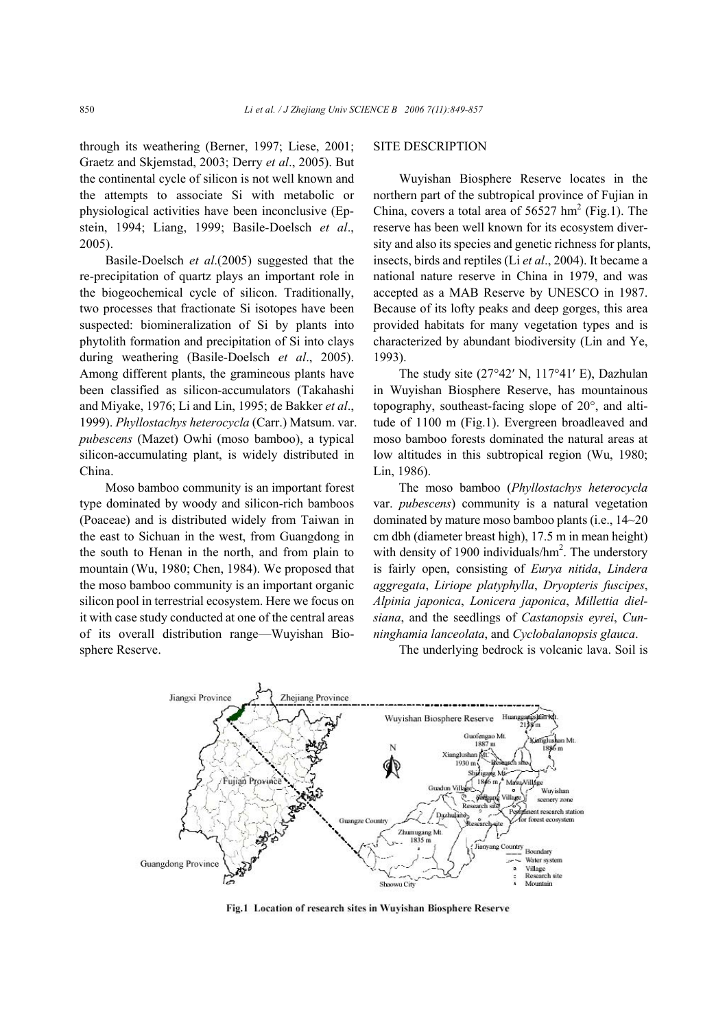through its weathering (Berner, 1997; Liese, 2001; Graetz and Skjemstad, 2003; Derry *et al*., 2005). But the continental cycle of silicon is not well known and the attempts to associate Si with metabolic or physiological activities have been inconclusive (Epstein, 1994; Liang, 1999; Basile-Doelsch *et al*., 2005).

Basile-Doelsch *et al*.(2005) suggested that the re-precipitation of quartz plays an important role in the biogeochemical cycle of silicon. Traditionally, two processes that fractionate Si isotopes have been suspected: biomineralization of Si by plants into phytolith formation and precipitation of Si into clays during weathering (Basile-Doelsch *et al*., 2005). Among different plants, the gramineous plants have been classified as silicon-accumulators (Takahashi and Miyake, 1976; Li and Lin, 1995; de Bakker *et al*., 1999). *Phyllostachys heterocycla* (Carr.) Matsum. var. *pubescens* (Mazet) Owhi (moso bamboo), a typical silicon-accumulating plant, is widely distributed in China.

Moso bamboo community is an important forest type dominated by woody and silicon-rich bamboos (Poaceae) and is distributed widely from Taiwan in the east to Sichuan in the west, from Guangdong in the south to Henan in the north, and from plain to mountain (Wu, 1980; Chen, 1984). We proposed that the moso bamboo community is an important organic silicon pool in terrestrial ecosystem. Here we focus on it with case study conducted at one of the central areas of its overall distribution range—Wuyishan Biosphere Reserve.

## SITE DESCRIPTION

Wuyishan Biosphere Reserve locates in the northern part of the subtropical province of Fujian in China, covers a total area of 56527 $hm^2$ (Fig.1). The reserve has been well known for its ecosystem diversity and also its species and genetic richness for plants, insects, birds and reptiles (Li *et al*., 2004). It became a national nature reserve in China in 1979, and was accepted as a MAB Reserve by UNESCO in 1987. Because of its lofty peaks and deep gorges, this area provided habitats for many vegetation types and is characterized by abundant biodiversity (Lin and Ye, 1993).

The study site (27°42′ N, 117°41′ E), Dazhulan in Wuyishan Biosphere Reserve, has mountainous topography, southeast-facing slope of 20°, and altitude of 1100 m (Fig.1). Evergreen broadleaved and moso bamboo forests dominated the natural areas at low altitudes in this subtropical region (Wu, 1980; Lin, 1986).

The moso bamboo (*Phyllostachys heterocycla* var. *pubescens*) community is a natural vegetation dominated by mature moso bamboo plants (i.e., 14~20 cm dbh (diameter breast high), 17.5 m in mean height) with density of 1900 individuals/$hm^2$. The understory is fairly open, consisting of *Eurya nitida*, *Lindera aggregata*, *Liriope platyphylla*, *Dryopteris fuscipes*, *Alpinia japonica*, *Lonicera japonica*, *Millettia dielsiana*, and the seedlings of *Castanopsis eyrei*, *Cunninghamia lanceolata*, and *Cyclobalanopsis glauca*.

The underlying bedrock is volcanic lava. Soil is

**Fig.1 Location of research sites in Wuyishan Biosphere Reserve**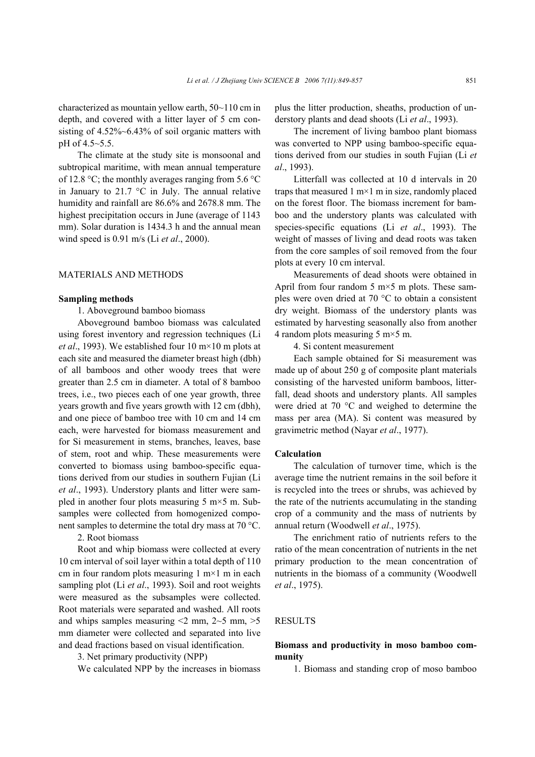characterized as mountain yellow earth, 50~110 cm in depth, and covered with a litter layer of 5 cm consisting of 4.52%~6.43% of soil organic matters with pH of 4.5~5.5.

The climate at the study site is monsoonal and subtropical maritime, with mean annual temperature of 12.8 °C; the monthly averages ranging from 5.6 °C in January to 21.7 °C in July. The annual relative humidity and rainfall are 86.6% and 2678.8 mm. The highest precipitation occurs in June (average of 1143 mm). Solar duration is 1434.3 h and the annual mean wind speed is 0.91 m/s (Li *et al*., 2000).

## MATERIALS AND METHODS

### Sampling methods

1. Aboveground bamboo biomass

Aboveground bamboo biomass was calculated using forest inventory and regression techniques (Li *et al*., 1993). We established four 10 m×10 m plots at each site and measured the diameter breast high (dbh) of all bamboos and other woody trees that were greater than 2.5 cm in diameter. A total of 8 bamboo trees, i.e., two pieces each of one year growth, three years growth and five years growth with 12 cm (dbh), and one piece of bamboo tree with 10 cm and 14 cm each, were harvested for biomass measurement and for Si measurement in stems, branches, leaves, base of stem, root and whip. These measurements were converted to biomass using bamboo-specific equations derived from our studies in southern Fujian (Li *et al*., 1993). Understory plants and litter were sampled in another four plots measuring 5 m×5 m. Subsamples were collected from homogenized component samples to determine the total dry mass at 70 °C.

2. Root biomass

Root and whip biomass were collected at every 10 cm interval of soil layer within a total depth of 110 cm in four random plots measuring 1 m×1 m in each sampling plot (Li *et al*., 1993). Soil and root weights were measured as the subsamples were collected. Root materials were separated and washed. All roots and whips samples measuring <2 mm, 2~5 mm, >5 mm diameter were collected and separated into live and dead fractions based on visual identification.

3. Net primary productivity (NPP)

We calculated NPP by the increases in biomass plus the litter production, sheaths, production of understory plants and dead shoots (Li *et al*., 1993).

The increment of living bamboo plant biomass was converted to NPP using bamboo-specific equations derived from our studies in south Fujian (Li *et al*., 1993).

Litterfall was collected at 10 d intervals in 20 traps that measured 1 m×1 m in size, randomly placed on the forest floor. The biomass increment for bamboo and the understory plants was calculated with species-specific equations (Li *et al*., 1993). The weight of masses of living and dead roots was taken from the core samples of soil removed from the four plots at every 10 cm interval.

Measurements of dead shoots were obtained in April from four random 5 m×5 m plots. These samples were oven dried at 70 °C to obtain a consistent dry weight. Biomass of the understory plants was estimated by harvesting seasonally also from another 4 random plots measuring 5 m×5 m.

4. Si content measurement

Each sample obtained for Si measurement was made up of about 250 g of composite plant materials consisting of the harvested uniform bamboos, litterfall, dead shoots and understory plants. All samples were dried at 70 °C and weighed to determine the mass per area (MA). Si content was measured by gravimetric method (Nayar *et al*., 1977).

### Calculation

The calculation of turnover time, which is the average time the nutrient remains in the soil before it is recycled into the trees or shrubs, was achieved by the rate of the nutrients accumulating in the standing crop of a community and the mass of nutrients by annual return (Woodwell *et al*., 1975).

The enrichment ratio of nutrients refers to the ratio of the mean concentration of nutrients in the net primary production to the mean concentration of nutrients in the biomass of a community (Woodwell *et al*., 1975).

## RESULTS

### Biomass and productivity in moso bamboo community

1. Biomass and standing crop of moso bamboo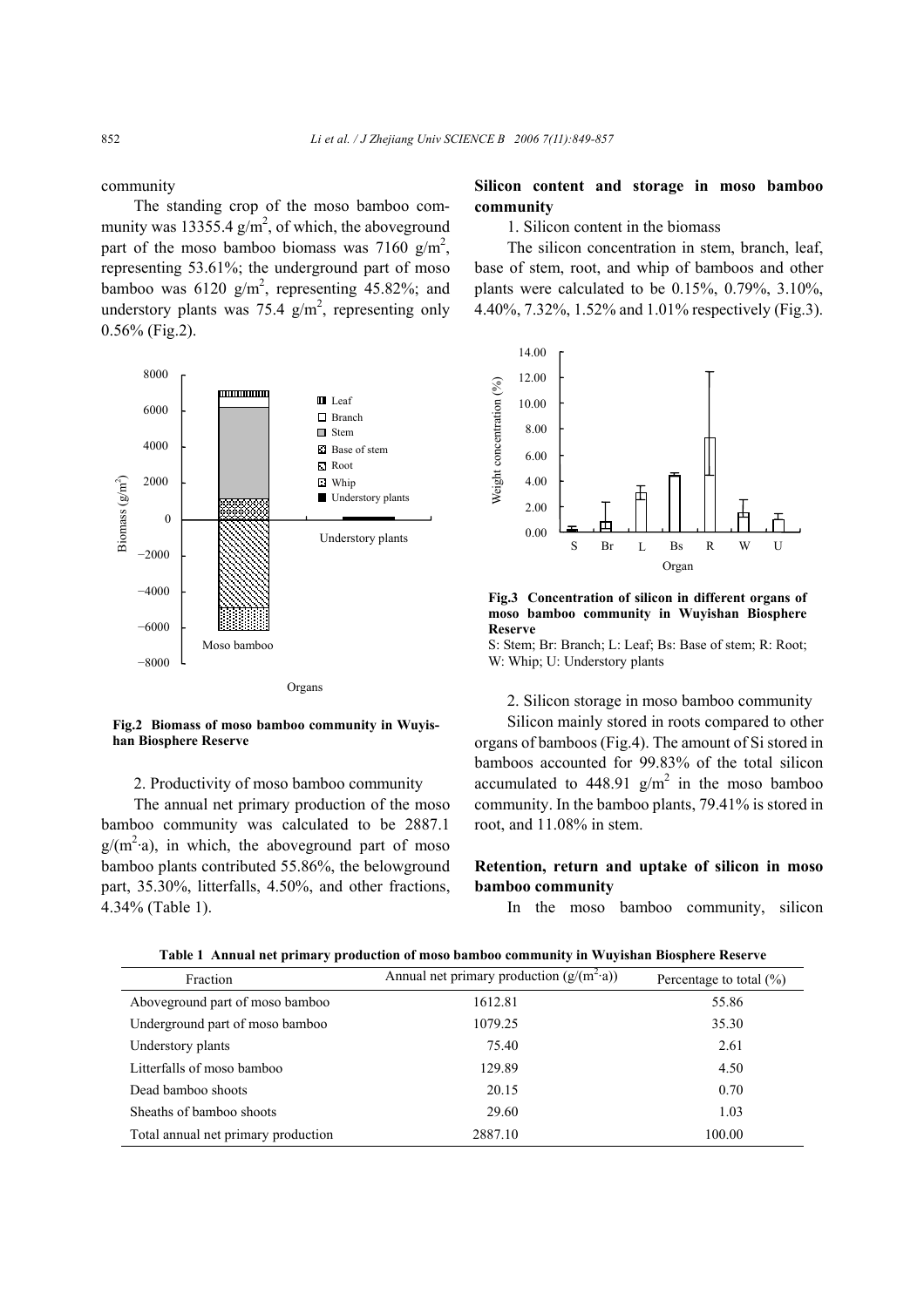community

The standing crop of the moso bamboo community was 13355.4 $g/m^2$, of which, the aboveground part of the moso bamboo biomass was 7160 $g/m^2$, representing 53.61%; the underground part of moso bamboo was 6120 $g/m^2$, representing 45.82%; and understory plants was 75.4 $g/m^2$, representing only 0.56% (Fig.2).

**Fig.2 Biomass of moso bamboo community in Wuyishan Biosphere Reserve**

2. Productivity of moso bamboo community

The annual net primary production of the moso bamboo community was calculated to be 2887.1 $g/(m^2 \cdot a)$, in which, the aboveground part of moso bamboo plants contributed 55.86%, the belowground part, 35.30%, litterfalls, 4.50%, and other fractions, 4.34% (Table 1).

## Silicon content and storage in moso bamboo community

1. Silicon content in the biomass

The silicon concentration in stem, branch, leaf, base of stem, root, and whip of bamboos and other plants were calculated to be 0.15%, 0.79%, 3.10%, 4.40%, 7.32%, 1.52% and 1.01% respectively (Fig.3).

**Fig.3 Concentration of silicon in different organs of moso bamboo community in Wuyishan Biosphere Reserve**

S: Stem; Br: Branch; L: Leaf; Bs: Base of stem; R: Root; W: Whip; U: Understory plants

2. Silicon storage in moso bamboo community

Silicon mainly stored in roots compared to other organs of bamboos (Fig.4). The amount of Si stored in bamboos accounted for 99.83% of the total silicon accumulated to 448.91 $g/m^2$ in the moso bamboo community. In the bamboo plants, 79.41% is stored in root, and 11.08% in stem.

## Retention, return and uptake of silicon in moso bamboo community

In the moso bamboo community, silicon

**Table 1 Annual net primary production of moso bamboo community in Wuyishan Biosphere Reserve**

| Fraction | Annual net primary production ($g/(m^2 \cdot a)$) | Percentage to total (%) |
|---|---|---|
| Aboveground part of moso bamboo | 1612.81 | 55.86 |
| Underground part of moso bamboo | 1079.25 | 35.30 |
| Understory plants | 75.40 | 2.61 |
| Litterfalls of moso bamboo | 129.89 | 4.50 |
| Dead bamboo shoots | 20.15 | 0.70 |
| Sheaths of bamboo shoots | 29.60 | 1.03 |
| Total annual net primary production | 2887.10 | 100.00 |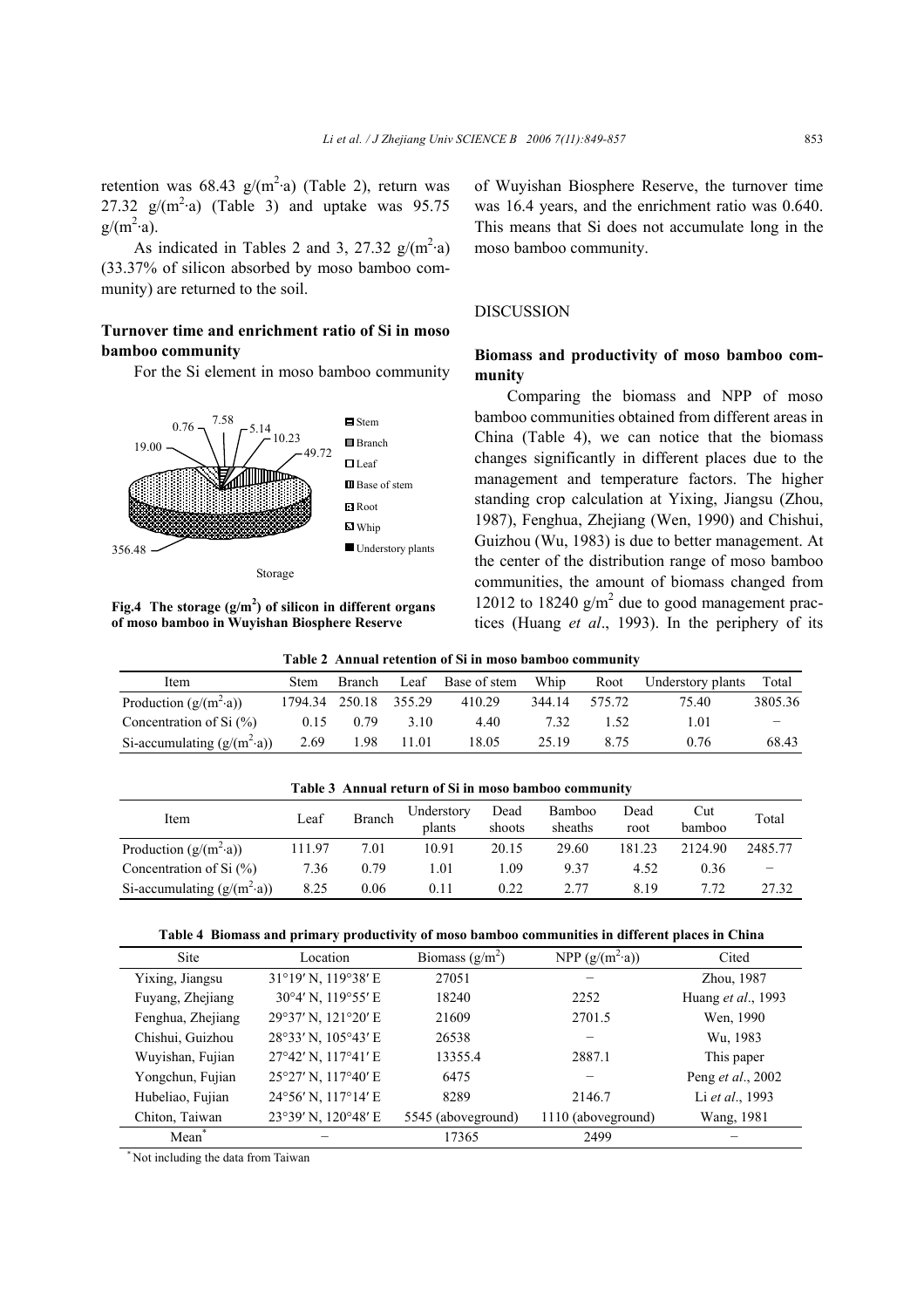retention was 68.43 $g/(m^2 \cdot a)$ (Table 2), return was 27.32 $g/(m^2 \cdot a)$ (Table 3) and uptake was 95.75 $g/(m^2 \cdot a)$.

As indicated in Tables 2 and 3, 27.32 $g/(m^2 \cdot a)$ (33.37% of silicon absorbed by moso bamboo community) are returned to the soil.

### Turnover time and enrichment ratio of Si in moso bamboo community

For the Si element in moso bamboo community of Wuyishan Biosphere Reserve, the turnover time was 16.4 years, and the enrichment ratio was 0.640. This means that Si does not accumulate long in the moso bamboo community.

**Fig.4 The storage ($g/m^2$) of silicon in different organs of moso bamboo in Wuyishan Biosphere Reserve**

## DISCUSSION

### Biomass and productivity of moso bamboo community

Comparing the biomass and NPP of moso bamboo communities obtained from different areas in China (Table 4), we can notice that the biomass changes significantly in different places due to the management and temperature factors. The higher standing crop calculation at Yixing, Jiangsu (Zhou, 1987), Fenghua, Zhejiang (Wen, 1990) and Chishui, Guizhou (Wu, 1983) is due to better management. At the center of the distribution range of moso bamboo communities, the amount of biomass changed from 12012 to 18240 $g/m^2$ due to good management practices (Huang *et al*., 1993). In the periphery of its

**Table 2 Annual retention of Si in moso bamboo community**

| Item | Stem | Branch | Leaf | Base of stem | Whip | Root | Understory plants | Total |
|---|---|---|---|---|---|---|---|---|
| Production ($g/(m^2 \cdot a)$) | 1794.34 | 250.18 | 355.29 | 410.29 | 344.14 | 575.72 | 75.40 | 3805.36 |
| Concentration of Si (%) | 0.15 | 0.79 | 3.10 | 4.40 | 7.32 | 1.52 | 1.01 | − |
| Si-accumulating ($g/(m^2 \cdot a)$) | 2.69 | 1.98 | 11.01 | 18.05 | 25.19 | 8.75 | 0.76 | 68.43 |

**Table 3 Annual return of Si in moso bamboo community**

| Item | Leaf | Branch | Understory plants | Dead shoots | Bamboo sheaths | Dead root | Cut bamboo | Total |
|---|---|---|---|---|---|---|---|---|
| Production ($g/(m^2 \cdot a)$) | 111.97 | 7.01 | 10.91 | 20.15 | 29.60 | 181.23 | 2124.90 | 2485.77 |
| Concentration of Si (%) | 7.36 | 0.79 | 1.01 | 1.09 | 9.37 | 4.52 | 0.36 | − |
| Si-accumulating ($g/(m^2 \cdot a)$) | 8.25 | 0.06 | 0.11 | 0.22 | 2.77 | 8.19 | 7.72 | 27.32 |

**Table 4 Biomass and primary productivity of moso bamboo communities in different places in China**

| Site | Location | Biomass ($g/m^2$) | NPP ($g/(m^2 \cdot a)$) | Cited |
|---|---|---|---|---|
| Yixing, Jiangsu | 31°19′ N, 119°38′ E | 27051 | − | Zhou, 1987 |
| Fuyang, Zhejiang | 30°4′ N, 119°55′ E | 18240 | 2252 | Huang *et al*., 1993 |
| Fenghua, Zhejiang | 29°37′ N, 121°20′ E | 21609 | 2701.5 | Wen, 1990 |
| Chishui, Guizhou | 28°33′ N, 105°43′ E | 26538 | − | Wu, 1983 |
| Wuyishan, Fujian | 27°42′ N, 117°41′ E | 13355.4 | 2887.1 | This paper |
| Yongchun, Fujian | 25°27′ N, 117°40′ E | 6475 | − | Peng *et al*., 2002 |
| Hubeliao, Fujian | 24°56′ N, 117°14′ E | 8289 | 2146.7 | Li *et al*., 1993 |
| Chiton, Taiwan | 23°39′ N, 120°48′ E | 5545 (aboveground) | 1110 (aboveground) | Wang, 1981 |
| Mean* | − | 17365 | 2499 | − |

*Not including the data from Taiwan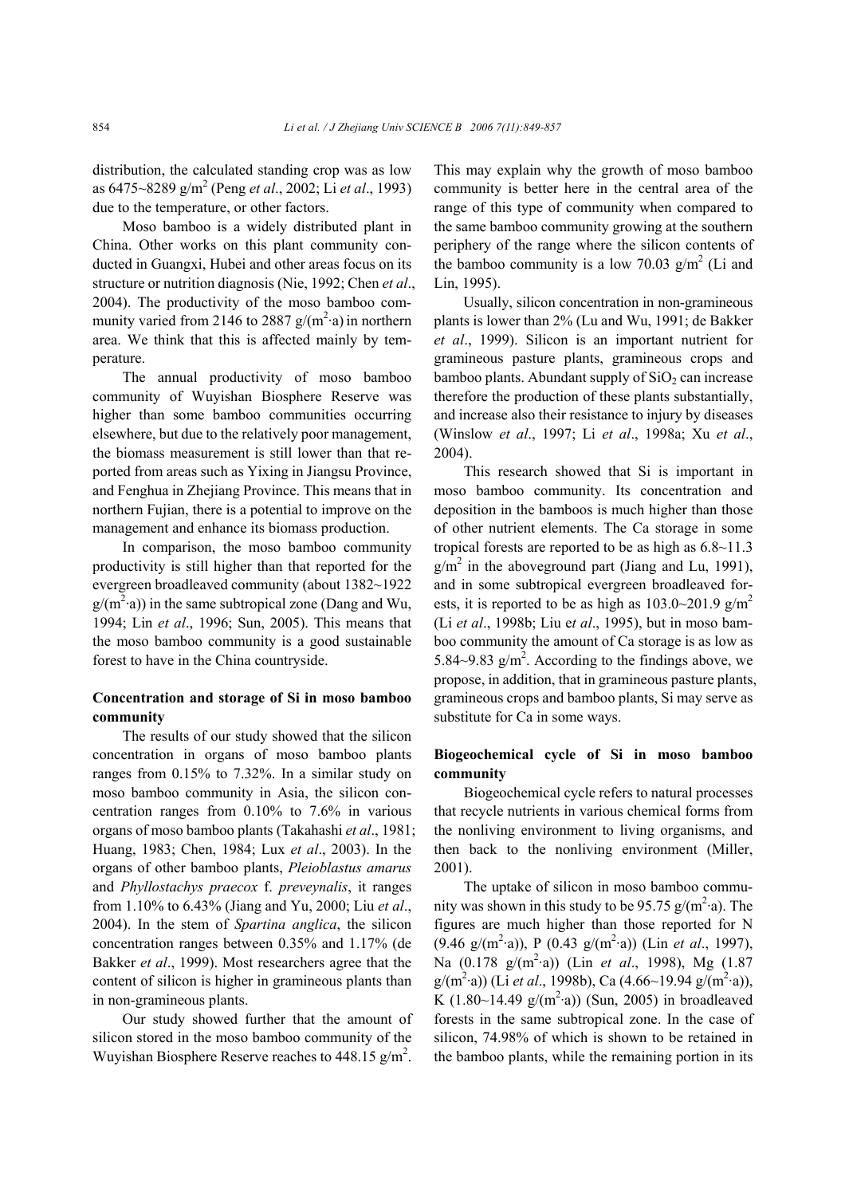distribution, the calculated standing crop was as low as 6475~8289 $g/m^2$ (Peng *et al*., 2002; Li *et al*., 1993) due to the temperature, or other factors.

Moso bamboo is a widely distributed plant in China. Other works on this plant community conducted in Guangxi, Hubei and other areas focus on its structure or nutrition diagnosis (Nie, 1992; Chen *et al*., 2004). The productivity of the moso bamboo community varied from 2146 to 2887 $g/(m^2 \cdot a)$ in northern area. We think that this is affected mainly by temperature.

The annual productivity of moso bamboo community of Wuyishan Biosphere Reserve was higher than some bamboo communities occurring elsewhere, but due to the relatively poor management, the biomass measurement is still lower than that reported from areas such as Yixing in Jiangsu Province, and Fenghua in Zhejiang Province. This means that in northern Fujian, there is a potential to improve on the management and enhance its biomass production.

In comparison, the moso bamboo community productivity is still higher than that reported for the evergreen broadleaved community (about 1382~1922 $g/(m^2 \cdot a)$) in the same subtropical zone (Dang and Wu, 1994; Lin *et al*., 1996; Sun, 2005). This means that the moso bamboo community is a good sustainable forest to have in the China countryside.

**Concentration and storage of Si in moso bamboo community**

The results of our study showed that the silicon concentration in organs of moso bamboo plants ranges from 0.15% to 7.32%. In a similar study on moso bamboo community in Asia, the silicon concentration ranges from 0.10% to 7.6% in various organs of moso bamboo plants (Takahashi *et al*., 1981; Huang, 1983; Chen, 1984; Lux *et al*., 2003). In the organs of other bamboo plants, *Pleioblastus amarus* and *Phyllostachys praecox* f. *preveynalis*, it ranges from 1.10% to 6.43% (Jiang and Yu, 2000; Liu *et al*., 2004). In the stem of *Spartina anglica*, the silicon concentration ranges between 0.35% and 1.17% (de Bakker *et al*., 1999). Most researchers agree that the content of silicon is higher in gramineous plants than in non-gramineous plants.

Our study showed further that the amount of silicon stored in the moso bamboo community of the Wuyishan Biosphere Reserve reaches to 448.15 $g/m^2$. This may explain why the growth of moso bamboo community is better here in the central area of the range of this type of community when compared to the same bamboo community growing at the southern periphery of the range where the silicon contents of the bamboo community is a low 70.03 $g/m^2$ (Li and Lin, 1995).

Usually, silicon concentration in non-gramineous plants is lower than 2% (Lu and Wu, 1991; de Bakker *et al*., 1999). Silicon is an important nutrient for gramineous pasture plants, gramineous crops and bamboo plants. Abundant supply of $SiO_2$ can increase therefore the production of these plants substantially, and increase also their resistance to injury by diseases (Winslow *et al*., 1997; Li *et al*., 1998a; Xu *et al*., 2004).

This research showed that Si is important in moso bamboo community. Its concentration and deposition in the bamboos is much higher than those of other nutrient elements. The Ca storage in some tropical forests are reported to be as high as 6.8~11.3 $g/m^2$ in the aboveground part (Jiang and Lu, 1991), and in some subtropical evergreen broadleaved forests, it is reported to be as high as 103.0~201.9 $g/m^2$ (Li *et al*., 1998b; Liu e*t al*., 1995), but in moso bamboo community the amount of Ca storage is as low as 5.84~9.83 $g/m^2$. According to the findings above, we propose, in addition, that in gramineous pasture plants, gramineous crops and bamboo plants, Si may serve as substitute for Ca in some ways.

**Biogeochemical cycle of Si in moso bamboo community**

Biogeochemical cycle refers to natural processes that recycle nutrients in various chemical forms from the nonliving environment to living organisms, and then back to the nonliving environment (Miller, 2001).

The uptake of silicon in moso bamboo community was shown in this study to be 95.75 $g/(m^2 \cdot a)$. The figures are much higher than those reported for N (9.46 $g/(m^2 \cdot a)$), P (0.43 $g/(m^2 \cdot a)$) (Lin *et al*., 1997), Na (0.178 $g/(m^2 \cdot a)$) (Lin *et al*., 1998), Mg (1.87 $g/(m^2 \cdot a)$) (Li *et al*., 1998b), Ca (4.66~19.94 $g/(m^2 \cdot a)$), K (1.80~14.49 $g/(m^2 \cdot a)$) (Sun, 2005) in broadleaved forests in the same subtropical zone. In the case of silicon, 74.98% of which is shown to be retained in the bamboo plants, while the remaining portion in its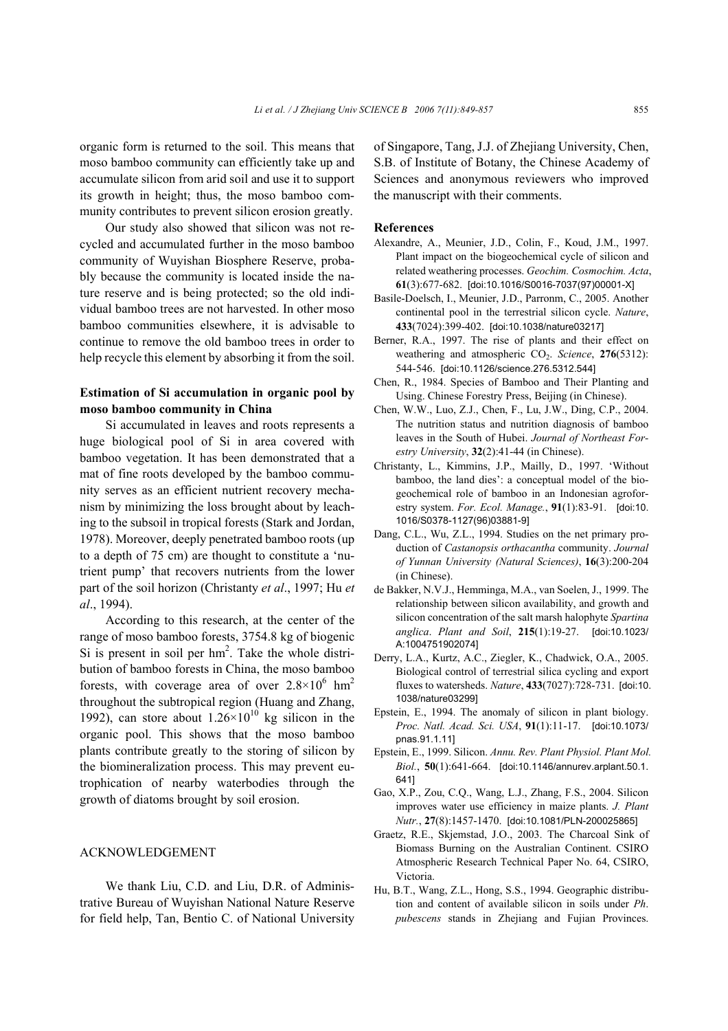organic form is returned to the soil. This means that moso bamboo community can efficiently take up and accumulate silicon from arid soil and use it to support its growth in height; thus, the moso bamboo community contributes to prevent silicon erosion greatly.

Our study also showed that silicon was not recycled and accumulated further in the moso bamboo community of Wuyishan Biosphere Reserve, probably because the community is located inside the nature reserve and is being protected; so the old individual bamboo trees are not harvested. In other moso bamboo communities elsewhere, it is advisable to continue to remove the old bamboo trees in order to help recycle this element by absorbing it from the soil.

### Estimation of Si accumulation in organic pool by moso bamboo community in China

Si accumulated in leaves and roots represents a huge biological pool of Si in area covered with bamboo vegetation. It has been demonstrated that a mat of fine roots developed by the bamboo community serves as an efficient nutrient recovery mechanism by minimizing the loss brought about by leaching to the subsoil in tropical forests (Stark and Jordan, 1978). Moreover, deeply penetrated bamboo roots (up to a depth of 75 cm) are thought to constitute a 'nutrient pump' that recovers nutrients from the lower part of the soil horizon (Christanty *et al*., 1997; Hu *et al*., 1994).

According to this research, at the center of the range of moso bamboo forests, 3754.8 kg of biogenic Si is present in soil per $hm^2$. Take the whole distribution of bamboo forests in China, the moso bamboo forests, with coverage area of over $2.8\times10^6$ $hm^2$ throughout the subtropical region (Huang and Zhang, 1992), can store about $1.26\times10^{10}$ kg silicon in the organic pool. This shows that the moso bamboo plants contribute greatly to the storing of silicon by the biomineralization process. This may prevent eutrophication of nearby waterbodies through the growth of diatoms brought by soil erosion.

## ACKNOWLEDGEMENT

We thank Liu, C.D. and Liu, D.R. of Administrative Bureau of Wuyishan National Nature Reserve for field help, Tan, Bentio C. of National University of Singapore, Tang, J.J. of Zhejiang University, Chen, S.B. of Institute of Botany, the Chinese Academy of Sciences and anonymous reviewers who improved the manuscript with their comments.

## References

Alexandre, A., Meunier, J.D., Colin, F., Koud, J.M., 1997. Plant impact on the biogeochemical cycle of silicon and related weathering processes. *Geochim. Cosmochim. Acta*, **61**(3):677-682. [doi:10.1016/S0016-7037(97)00001-X]

Basile-Doelsch, I., Meunier, J.D., Parronm, C., 2005. Another continental pool in the terrestrial silicon cycle. *Nature*, **433**(7024):399-402. [doi:10.1038/nature03217]

Berner, R.A., 1997. The rise of plants and their effect on weathering and atmospheric $CO_2$. *Science*, **276**(5312): 544-546. [doi:10.1126/science.276.5312.544]

Chen, R., 1984. Species of Bamboo and Their Planting and Using. Chinese Forestry Press, Beijing (in Chinese).

Chen, W.W., Luo, Z.J., Chen, F., Lu, J.W., Ding, C.P., 2004. The nutrition status and nutrition diagnosis of bamboo leaves in the South of Hubei. *Journal of Northeast Forestry University*, **32**(2):41-44 (in Chinese).

Christanty, L., Kimmins, J.P., Mailly, D., 1997. 'Without bamboo, the land dies': a conceptual model of the biogeochemical role of bamboo in an Indonesian agroforestry system. *For. Ecol. Manage.*, **91**(1):83-91. [doi:10.1016/S0378-1127(96)03881-9]

Dang, C.L., Wu, Z.L., 1994. Studies on the net primary production of *Castanopsis orthacantha* community. *Journal of Yunnan University (Natural Sciences)*, **16**(3):200-204 (in Chinese).

de Bakker, N.V.J., Hemminga, M.A., van Soelen, J., 1999. The relationship between silicon availability, and growth and silicon concentration of the salt marsh halophyte *Spartina anglica*. *Plant and Soil*, **215**(1):19-27. [doi:10.1023/A:1004751902074]

Derry, L.A., Kurtz, A.C., Ziegler, K., Chadwick, O.A., 2005. Biological control of terrestrial silica cycling and export fluxes to watersheds. *Nature*, **433**(7027):728-731. [doi:10.1038/nature03299]

Epstein, E., 1994. The anomaly of silicon in plant biology. *Proc. Natl. Acad. Sci. USA*, **91**(1):11-17. [doi:10.1073/pnas.91.1.11]

Epstein, E., 1999. Silicon. *Annu. Rev. Plant Physiol. Plant Mol. Biol.*, **50**(1):641-664. [doi:10.1146/annurev.arplant.50.1.641]

Gao, X.P., Zou, C.Q., Wang, L.J., Zhang, F.S., 2004. Silicon improves water use efficiency in maize plants. *J. Plant Nutr.*, **27**(8):1457-1470. [doi:10.1081/PLN-200025865]

Graetz, R.E., Skjemstad, J.O., 2003. The Charcoal Sink of Biomass Burning on the Australian Continent. CSIRO Atmospheric Research Technical Paper No. 64, CSIRO, Victoria.

Hu, B.T., Wang, Z.L., Hong, S.S., 1994. Geographic distribution and content of available silicon in soils under *Ph. pubescens* stands in Zhejiang and Fujian Provinces.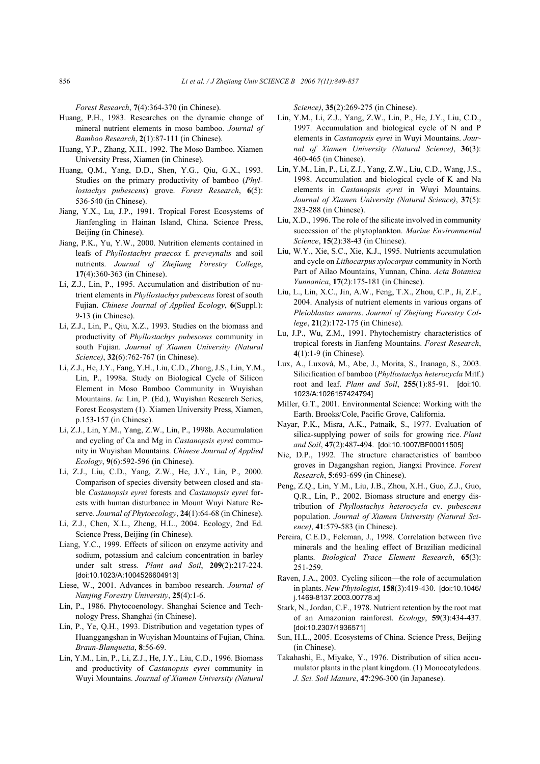*Forest Research*, **7**(4):364-370 (in Chinese).

Huang, P.H., 1983. Researches on the dynamic change of mineral nutrient elements in moso bamboo. *Journal of Bamboo Research*, **2**(1):87-111 (in Chinese).

Huang, Y.P., Zhang, X.H., 1992. The Moso Bamboo. Xiamen University Press, Xiamen (in Chinese).

Huang, Q.M., Yang, D.D., Shen, Y.G., Qiu, G.X., 1993. Studies on the primary productivity of bamboo (*Phyllostachys pubescens*) grove. *Forest Research*, **6**(5): 536-540 (in Chinese).

Jiang, Y.X., Lu, J.P., 1991. Tropical Forest Ecosystems of Jianfengling in Hainan Island, China. Science Press, Beijing (in Chinese).

Jiang, P.K., Yu, Y.W., 2000. Nutrition elements contained in leafs of *Phyllostachys praecox* f. *preveynalis* and soil nutrients. *Journal of Zhejiang Forestry College*, **17**(4):360-363 (in Chinese).

Li, Z.J., Lin, P., 1995. Accumulation and distribution of nutrient elements in *Phyllostachys pubescens* forest of south Fujian. *Chinese Journal of Applied Ecology*, **6**(Suppl.): 9-13 (in Chinese).

Li, Z.J., Lin, P., Qiu, X.Z., 1993. Studies on the biomass and productivity of *Phyllostachys pubescens* community in south Fujian. *Journal of Xiamen University (Natural Science)*, **32**(6):762-767 (in Chinese).

Li, Z.J., He, J.Y., Fang, Y.H., Liu, C.D., Zhang, J.S., Lin, Y.M., Lin, P., 1998a. Study on Biological Cycle of Silicon Element in Moso Bamboo Community in Wuyishan Mountains. *In*: Lin, P. (Ed.), Wuyishan Research Series, Forest Ecosystem (1). Xiamen University Press, Xiamen, p.153-157 (in Chinese).

Li, Z.J., Lin, Y.M., Yang, Z.W., Lin, P., 1998b. Accumulation and cycling of Ca and Mg in *Castanopsis eyrei* community in Wuyishan Mountains. *Chinese Journal of Applied Ecology*, **9**(6):592-596 (in Chinese).

Li, Z.J., Liu, C.D., Yang, Z.W., He, J.Y., Lin, P., 2000. Comparison of species diversity between closed and stable *Castanopsis eyrei* forests and *Castanopsis eyrei* forests with human disturbance in Mount Wuyi Nature Reserve. *Journal of Phytoecology*, **24**(1):64-68 (in Chinese).

Li, Z.J., Chen, X.L., Zheng, H.L., 2004. Ecology, 2nd Ed. Science Press, Beijing (in Chinese).

Liang, Y.C., 1999. Effects of silicon on enzyme activity and sodium, potassium and calcium concentration in barley under salt stress. *Plant and Soil*, **209**(2):217-224. [doi:10.1023/A:1004526604913]

Liese, W., 2001. Advances in bamboo research. *Journal of Nanjing Forestry University*, **25**(4):1-6.

Lin, P., 1986. Phytocoenology. Shanghai Science and Technology Press, Shanghai (in Chinese).

Lin, P., Ye, Q.H., 1993. Distribution and vegetation types of Huanggangshan in Wuyishan Mountains of Fujian, China. *Braun-Blanquetia*, **8**:56-69.

Lin, Y.M., Lin, P., Li, Z.J., He, J.Y., Liu, C.D., 1996. Biomass and productivity of *Castanopsis eyrei* community in Wuyi Mountains. *Journal of Xiamen University (Natural Science)*, **35**(2):269-275 (in Chinese).

Lin, Y.M., Li, Z.J., Yang, Z.W., Lin, P., He, J.Y., Liu, C.D., 1997. Accumulation and biological cycle of N and P elements in *Castanopsis eyrei* in Wuyi Mountains. *Journal of Xiamen University (Natural Science)*, **36**(3): 460-465 (in Chinese).

Lin, Y.M., Lin, P., Li, Z.J., Yang, Z.W., Liu, C.D., Wang, J.S., 1998. Accumulation and biological cycle of K and Na elements in *Castanopsis eyrei* in Wuyi Mountains. *Journal of Xiamen University (Natural Science)*, **37**(5): 283-288 (in Chinese).

Liu, X.D., 1996. The role of the silicate involved in community succession of the phytoplankton. *Marine Environmental Science*, **15**(2):38-43 (in Chinese).

Liu, W.Y., Xie, S.C., Xie, K.J., 1995. Nutrients accumulation and cycle on *Lithocarpus xylocarpus* community in North Part of Ailao Mountains, Yunnan, China. *Acta Botanica Yunnanica*, **17**(2):175-181 (in Chinese).

Liu, L., Lin, X.C., Jin, A.W., Feng, T.X., Zhou, C.P., Ji, Z.F., 2004. Analysis of nutrient elements in various organs of *Pleioblastus amarus*. *Journal of Zhejiang Forestry College*, **21**(2):172-175 (in Chinese).

Lu, J.P., Wu, Z.M., 1991. Phytochemistry characteristics of tropical forests in Jianfeng Mountains. *Forest Research*, **4**(1):1-9 (in Chinese).

Lux, A., Luxová, M., Abe, J., Morita, S., Inanaga, S., 2003. Silicification of bamboo (*Phyllostachys heterocycla* Mitf.) root and leaf. *Plant and Soil*, **255**(1):85-91. [doi:10.1023/A:1026157424794]

Miller, G.T., 2001. Environmental Science: Working with the Earth. Brooks/Cole, Pacific Grove, California.

Nayar, P.K., Misra, A.K., Patnaik, S., 1977. Evaluation of silica-supplying power of soils for growing rice. *Plant and Soil*, **47**(2):487-494. [doi:10.1007/BF00011505]

Nie, D.P., 1992. The structure characteristics of bamboo groves in Dagangshan region, Jiangxi Province. *Forest Research*, **5**:693-699 (in Chinese).

Peng, Z.Q., Lin, Y.M., Liu, J.B., Zhou, X.H., Guo, Z.J., Guo, Q.R., Lin, P., 2002. Biomass structure and energy distribution of *Phyllostachys heterocycla* cv. *pubescens* population. *Journal of Xiamen University (Natural Science)*, **41**:579-583 (in Chinese).

Pereira, C.E.D., Felcman, J., 1998. Correlation between five minerals and the healing effect of Brazilian medicinal plants. *Biological Trace Element Research*, **65**(3): 251-259.

Raven, J.A., 2003. Cycling silicon—the role of accumulation in plants. *New Phytologist*, **158**(3):419-430. [doi:10.1046/j.1469-8137.2003.00778.x]

Stark, N., Jordan, C.F., 1978. Nutrient retention by the root mat of an Amazonian rainforest. *Ecology*, **59**(3):434-437. [doi:10.2307/1936571]

Sun, H.L., 2005. Ecosystems of China. Science Press, Beijing (in Chinese).

Takahashi, E., Miyake, Y., 1976. Distribution of silica accumulator plants in the plant kingdom. (1) Monocotyledons. *J. Sci. Soil Manure*, **47**:296-300 (in Japanese).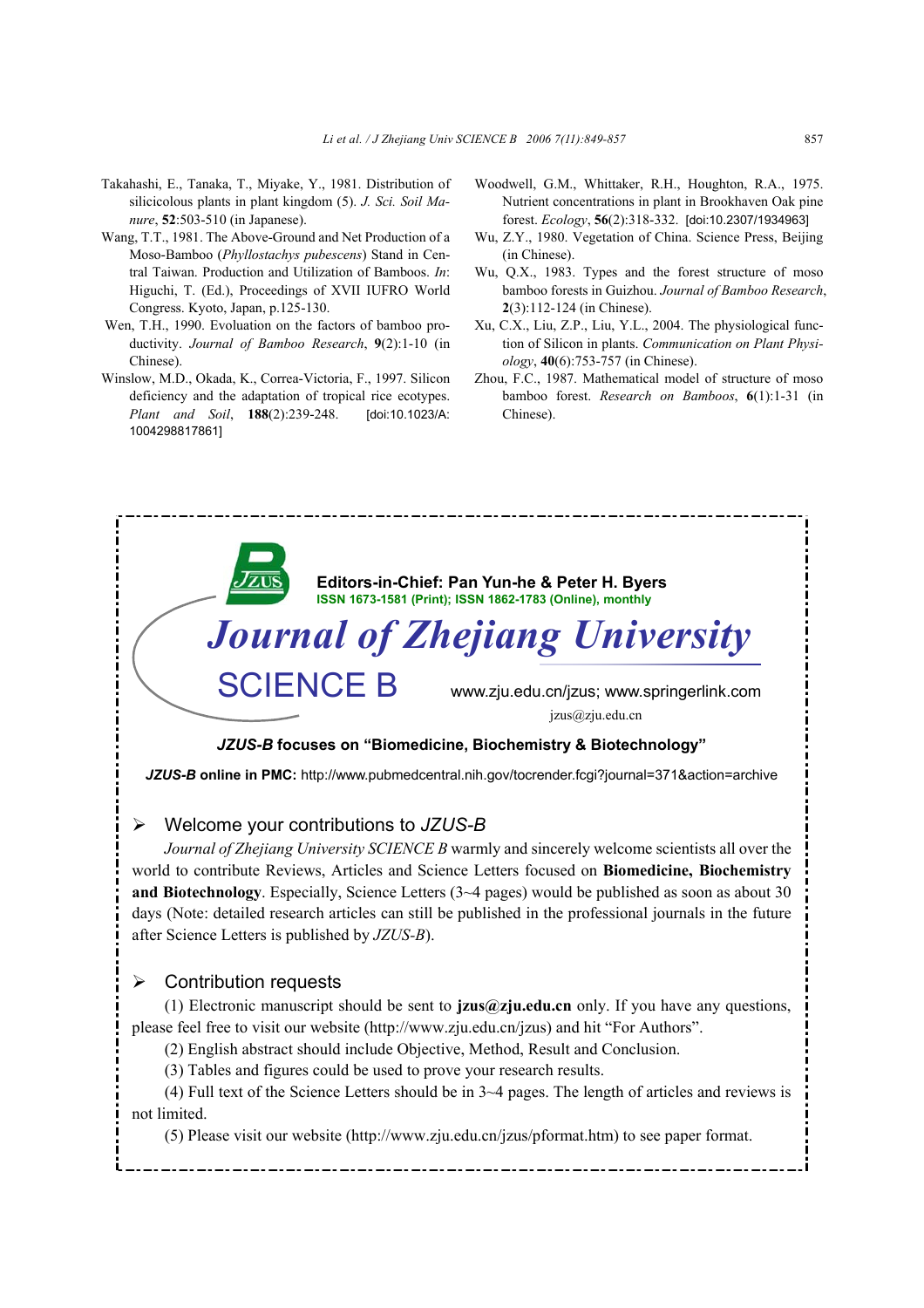Takahashi, E., Tanaka, T., Miyake, Y., 1981. Distribution of silicicolous plants in plant kingdom (5). *J. Sci. Soil Manure*, **52**:503-510 (in Japanese).

Wang, T.T., 1981. The Above-Ground and Net Production of a Moso-Bamboo (*Phyllostachys pubescens*) Stand in Central Taiwan. Production and Utilization of Bamboos. *In*: Higuchi, T. (Ed.), Proceedings of XVII IUFRO World Congress. Kyoto, Japan, p.125-130.

Wen, T.H., 1990. Evoluation on the factors of bamboo productivity. *Journal of Bamboo Research*, **9**(2):1-10 (in Chinese).

Winslow, M.D., Okada, K., Correa-Victoria, F., 1997. Silicon deficiency and the adaptation of tropical rice ecotypes. *Plant and Soil*, **188**(2):239-248. [doi:10.1023/A:1004298817861]

Woodwell, G.M., Whittaker, R.H., Houghton, R.A., 1975. Nutrient concentrations in plant in Brookhaven Oak pine forest. *Ecology*, **56**(2):318-332. [doi:10.2307/1934963]

Wu, Z.Y., 1980. Vegetation of China. Science Press, Beijing (in Chinese).

Wu, Q.X., 1983. Types and the forest structure of moso bamboo forests in Guizhou. *Journal of Bamboo Research*, **2**(3):112-124 (in Chinese).

Xu, C.X., Liu, Z.P., Liu, Y.L., 2004. The physiological function of Silicon in plants. *Communication on Plant Physiology*, **40**(6):753-757 (in Chinese).

Zhou, F.C., 1987. Mathematical model of structure of moso bamboo forest. *Research on Bamboos*, **6**(1):1-31 (in Chinese).

---

**Editors-in-Chief: Pan Yun-he & Peter H. Byers**

ISSN 1673-1581 (Print); ISSN 1862-1783 (Online), monthly

# *Journal of Zhejiang University* SCIENCE B

www.zju.edu.cn/jzus; www.springerlink.com

jzus@zju.edu.cn

***JZUS-B*** **focuses on "Biomedicine, Biochemistry & Biotechnology"**

***JZUS-B*** **online in PMC:** http://www.pubmedcentral.nih.gov/tocrender.fcgi?journal=371&action=archive

## Welcome your contributions to *JZUS-B*

*Journal of Zhejiang University SCIENCE B* warmly and sincerely welcome scientists all over the world to contribute Reviews, Articles and Science Letters focused on **Biomedicine, Biochemistry and Biotechnology**. Especially, Science Letters (3~4 pages) would be published as soon as about 30 days (Note: detailed research articles can still be published in the professional journals in the future after Science Letters is published by *JZUS-B*).

## Contribution requests

(1) Electronic manuscript should be sent to **jzus@zju.edu.cn** only. If you have any questions, please feel free to visit our website (http://www.zju.edu.cn/jzus) and hit "For Authors".

(2) English abstract should include Objective, Method, Result and Conclusion.

(3) Tables and figures could be used to prove your research results.

(4) Full text of the Science Letters should be in 3~4 pages. The length of articles and reviews is not limited.

(5) Please visit our website (http://www.zju.edu.cn/jzus/pformat.htm) to see paper format.